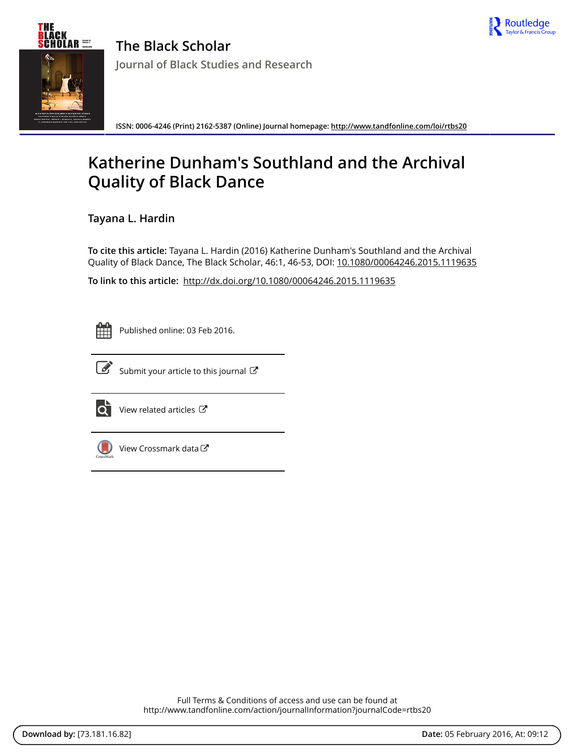# The Black Scholar

## Journal of Black Studies and Research

ISSN: 0006-4246 (Print) 2162-5387 (Online) Journal homepage: http://www.tandfonline.com/loi/rtbs20

# Katherine Dunham's Southland and the Archival Quality of Black Dance

**Tayana L. Hardin**

**To cite this article:** Tayana L. Hardin (2016) Katherine Dunham's Southland and the Archival Quality of Black Dance, The Black Scholar, 46:1, 46-53, DOI: 10.1080/00064246.2015.1119635

**To link to this article:** http://dx.doi.org/10.1080/00064246.2015.1119635

Published online: 03 Feb 2016.

Submit your article to this journal

View related articles

View Crossmark data

Full Terms & Conditions of access and use can be found at
http://www.tandfonline.com/action/journalInformation?journalCode=rtbs20

**Download by:** [73.181.16.82] **Date:** 05 February 2016, At: 09:12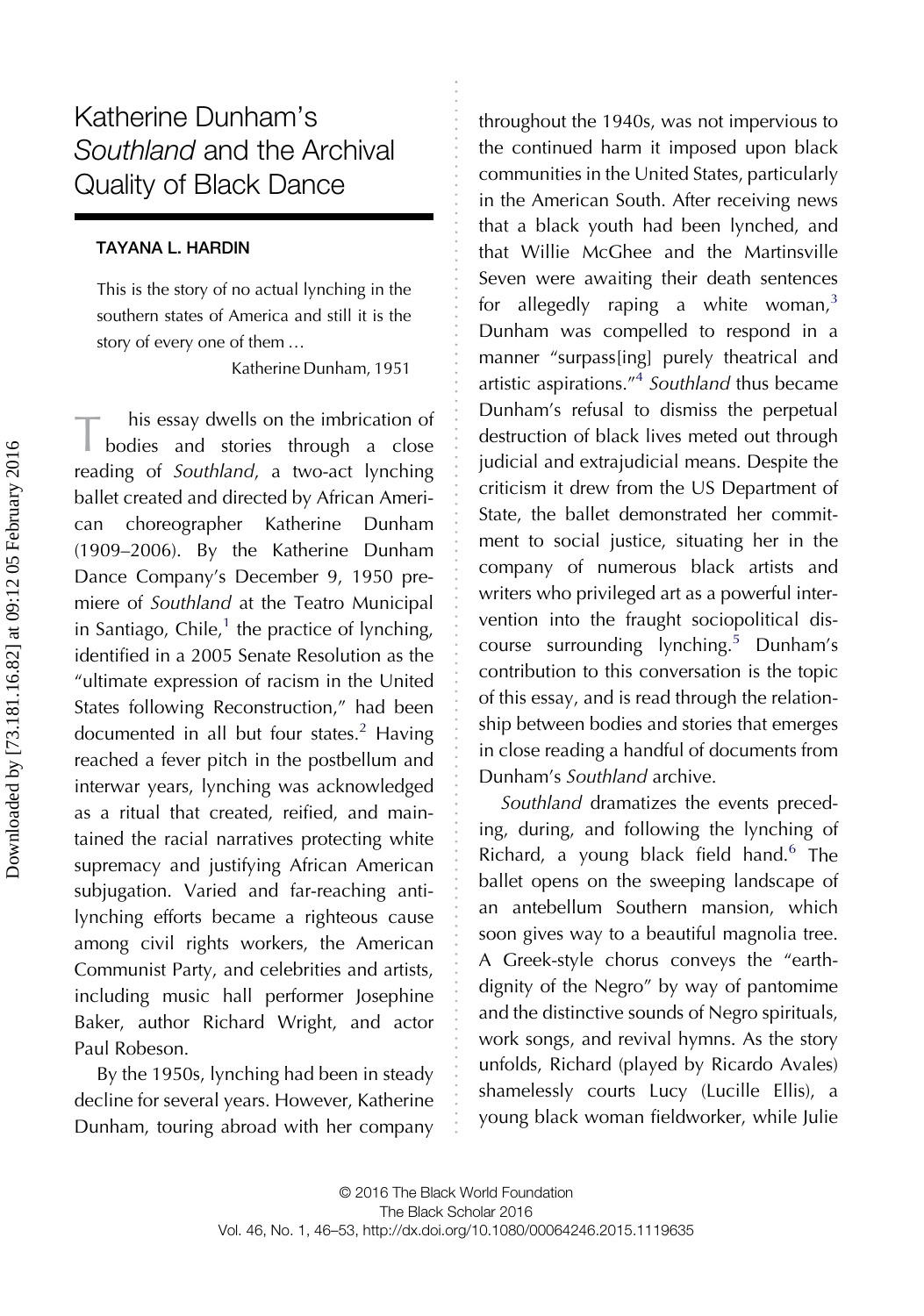# Katherine Dunham's *Southland* and the Archival Quality of Black Dance

**TAYANA L. HARDIN**

> This is the story of no actual lynching in the southern states of America and still it is the story of every one of them …
>
> Katherine Dunham, 1951

This essay dwells on the imbrication of bodies and stories through a close reading of *Southland*, a two-act lynching ballet created and directed by African American choreographer Katherine Dunham (1909–2006). By the Katherine Dunham Dance Company's December 9, 1950 premiere of *Southland* at the Teatro Municipal in Santiago, Chile,[1] the practice of lynching, identified in a 2005 Senate Resolution as the "ultimate expression of racism in the United States following Reconstruction," had been documented in all but four states.[2] Having reached a fever pitch in the postbellum and interwar years, lynching was acknowledged as a ritual that created, reified, and maintained the racial narratives protecting white supremacy and justifying African American subjugation. Varied and far-reaching antilynching efforts became a righteous cause among civil rights workers, the American Communist Party, and celebrities and artists, including music hall performer Josephine Baker, author Richard Wright, and actor Paul Robeson.

By the 1950s, lynching had been in steady decline for several years. However, Katherine Dunham, touring abroad with her company throughout the 1940s, was not impervious to the continued harm it imposed upon black communities in the United States, particularly in the American South. After receiving news that a black youth had been lynched, and that Willie McGhee and the Martinsville Seven were awaiting their death sentences for allegedly raping a white woman,[3] Dunham was compelled to respond in a manner "surpass[ing] purely theatrical and artistic aspirations."[4] *Southland* thus became Dunham's refusal to dismiss the perpetual destruction of black lives meted out through judicial and extrajudicial means. Despite the criticism it drew from the US Department of State, the ballet demonstrated her commitment to social justice, situating her in the company of numerous black artists and writers who privileged art as a powerful intervention into the fraught sociopolitical discourse surrounding lynching.[5] Dunham's contribution to this conversation is the topic of this essay, and is read through the relationship between bodies and stories that emerges in close reading a handful of documents from Dunham's *Southland* archive.

*Southland* dramatizes the events preceding, during, and following the lynching of Richard, a young black field hand.[6] The ballet opens on the sweeping landscape of an antebellum Southern mansion, which soon gives way to a beautiful magnolia tree. A Greek-style chorus conveys the "earth-dignity of the Negro" by way of pantomime and the distinctive sounds of Negro spirituals, work songs, and revival hymns. As the story unfolds, Richard (played by Ricardo Avales) shamelessly courts Lucy (Lucille Ellis), a young black woman fieldworker, while Julie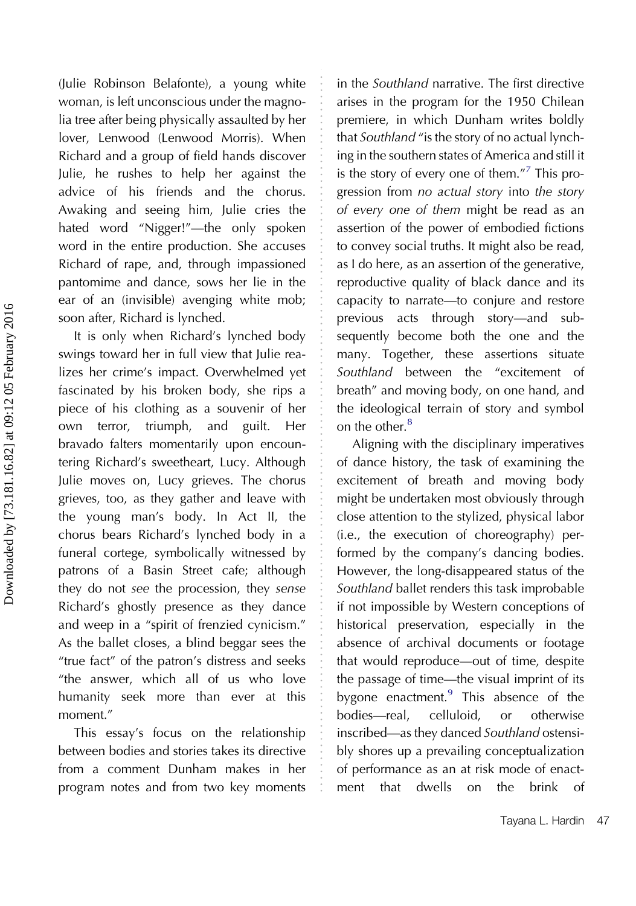(Julie Robinson Belafonte), a young white woman, is left unconscious under the magnolia tree after being physically assaulted by her lover, Lenwood (Lenwood Morris). When Richard and a group of field hands discover Julie, he rushes to help her against the advice of his friends and the chorus. Awaking and seeing him, Julie cries the hated word "Nigger!"—the only spoken word in the entire production. She accuses Richard of rape, and, through impassioned pantomime and dance, sows her lie in the ear of an (invisible) avenging white mob; soon after, Richard is lynched.

It is only when Richard's lynched body swings toward her in full view that Julie realizes her crime's impact. Overwhelmed yet fascinated by his broken body, she rips a piece of his clothing as a souvenir of her own terror, triumph, and guilt. Her bravado falters momentarily upon encountering Richard's sweetheart, Lucy. Although Julie moves on, Lucy grieves. The chorus grieves, too, as they gather and leave with the young man's body. In Act II, the chorus bears Richard's lynched body in a funeral cortege, symbolically witnessed by patrons of a Basin Street cafe; although they do not *see* the procession, they *sense* Richard's ghostly presence as they dance and weep in a "spirit of frenzied cynicism." As the ballet closes, a blind beggar sees the "true fact" of the patron's distress and seeks "the answer, which all of us who love humanity seek more than ever at this moment."

This essay's focus on the relationship between bodies and stories takes its directive from a comment Dunham makes in her program notes and from two key moments in the *Southland* narrative. The first directive arises in the program for the 1950 Chilean premiere, in which Dunham writes boldly that *Southland* "is the story of no actual lynching in the southern states of America and still it is the story of every one of them."[7] This progression from *no actual story* into *the story of every one of them* might be read as an assertion of the power of embodied fictions to convey social truths. It might also be read, as I do here, as an assertion of the generative, reproductive quality of black dance and its capacity to narrate—to conjure and restore previous acts through story—and subsequently become both the one and the many. Together, these assertions situate *Southland* between the "excitement of breath" and moving body, on one hand, and the ideological terrain of story and symbol on the other.[8]

Aligning with the disciplinary imperatives of dance history, the task of examining the excitement of breath and moving body might be undertaken most obviously through close attention to the stylized, physical labor (i.e., the execution of choreography) performed by the company's dancing bodies. However, the long-disappeared status of the *Southland* ballet renders this task improbable if not impossible by Western conceptions of historical preservation, especially in the absence of archival documents or footage that would reproduce—out of time, despite the passage of time—the visual imprint of its bygone enactment.[9] This absence of the bodies—real, celluloid, or otherwise inscribed—as they danced *Southland* ostensibly shores up a prevailing conceptualization of performance as an at risk mode of enactment that dwells on the brink of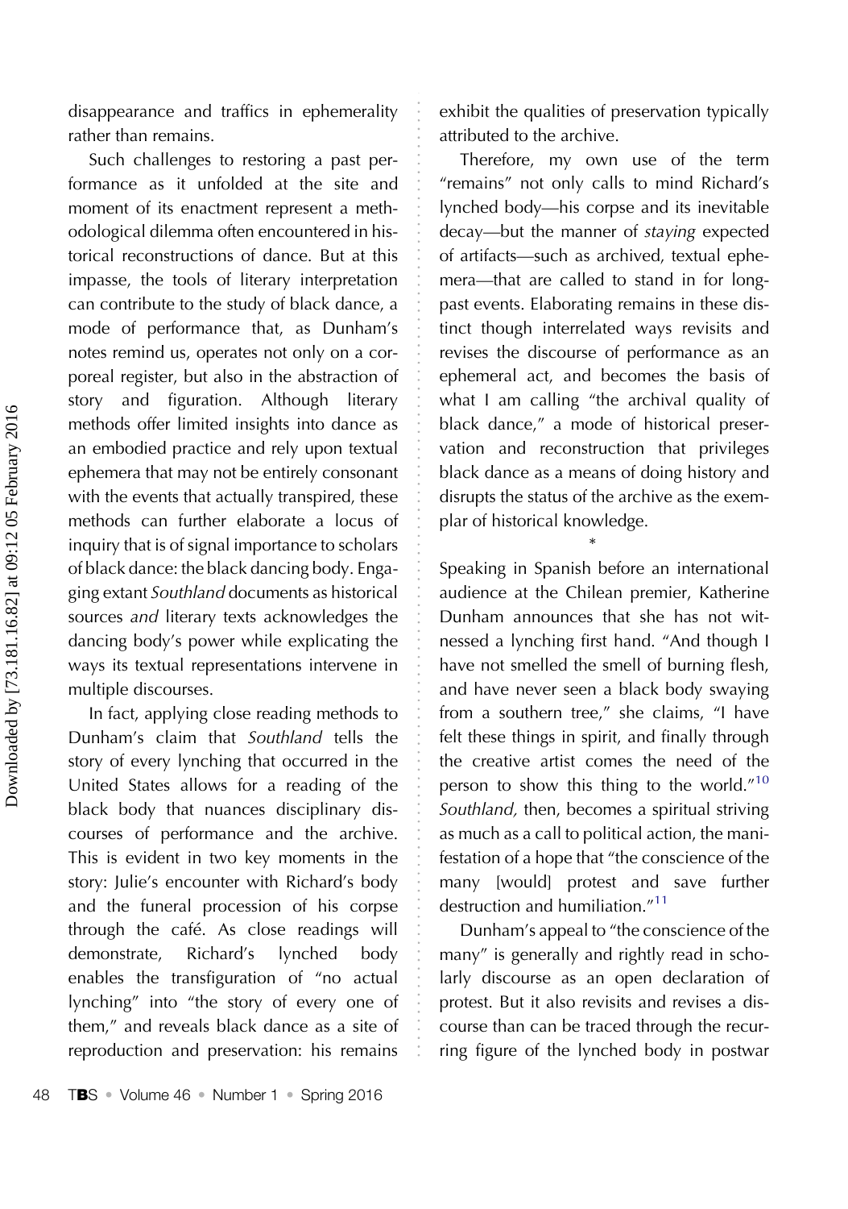disappearance and traffics in ephemerality rather than remains.

Such challenges to restoring a past performance as it unfolded at the site and moment of its enactment represent a methodological dilemma often encountered in historical reconstructions of dance. But at this impasse, the tools of literary interpretation can contribute to the study of black dance, a mode of performance that, as Dunham's notes remind us, operates not only on a corporeal register, but also in the abstraction of story and figuration. Although literary methods offer limited insights into dance as an embodied practice and rely upon textual ephemera that may not be entirely consonant with the events that actually transpired, these methods can further elaborate a locus of inquiry that is of signal importance to scholars of black dance: the black dancing body. Engaging extant *Southland* documents as historical sources *and* literary texts acknowledges the dancing body's power while explicating the ways its textual representations intervene in multiple discourses.

In fact, applying close reading methods to Dunham's claim that *Southland* tells the story of every lynching that occurred in the United States allows for a reading of the black body that nuances disciplinary discourses of performance and the archive. This is evident in two key moments in the story: Julie's encounter with Richard's body and the funeral procession of his corpse through the café. As close readings will demonstrate, Richard's lynched body enables the transfiguration of "no actual lynching" into "the story of every one of them," and reveals black dance as a site of reproduction and preservation: his remains exhibit the qualities of preservation typically attributed to the archive.

Therefore, my own use of the term "remains" not only calls to mind Richard's lynched body—his corpse and its inevitable decay—but the manner of *staying* expected of artifacts—such as archived, textual ephemera—that are called to stand in for long-past events. Elaborating remains in these distinct though interrelated ways revisits and revises the discourse of performance as an ephemeral act, and becomes the basis of what I am calling "the archival quality of black dance," a mode of historical preservation and reconstruction that privileges black dance as a means of doing history and disrupts the status of the archive as the exemplar of historical knowledge.

*

Speaking in Spanish before an international audience at the Chilean premier, Katherine Dunham announces that she has not witnessed a lynching first hand. "And though I have not smelled the smell of burning flesh, and have never seen a black body swaying from a southern tree," she claims, "I have felt these things in spirit, and finally through the creative artist comes the need of the person to show this thing to the world."[10] *Southland,* then, becomes a spiritual striving as much as a call to political action, the manifestation of a hope that "the conscience of the many [would] protest and save further destruction and humiliation."[11]

Dunham's appeal to "the conscience of the many" is generally and rightly read in scholarly discourse as an open declaration of protest. But it also revisits and revises a discourse than can be traced through the recurring figure of the lynched body in postwar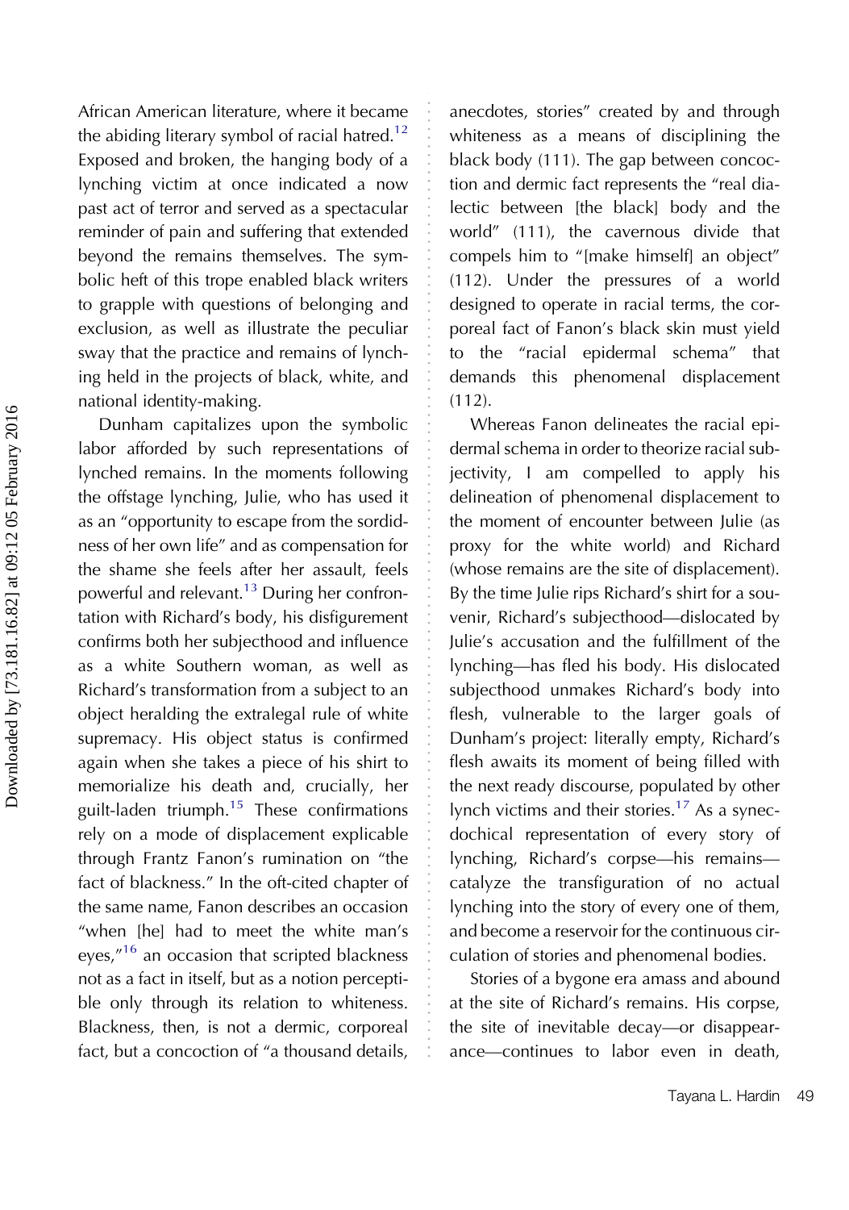African American literature, where it became the abiding literary symbol of racial hatred.[12] Exposed and broken, the hanging body of a lynching victim at once indicated a now past act of terror and served as a spectacular reminder of pain and suffering that extended beyond the remains themselves. The symbolic heft of this trope enabled black writers to grapple with questions of belonging and exclusion, as well as illustrate the peculiar sway that the practice and remains of lynching held in the projects of black, white, and national identity-making.

Dunham capitalizes upon the symbolic labor afforded by such representations of lynched remains. In the moments following the offstage lynching, Julie, who has used it as an "opportunity to escape from the sordidness of her own life" and as compensation for the shame she feels after her assault, feels powerful and relevant.[13] During her confrontation with Richard's body, his disfigurement confirms both her subjecthood and influence as a white Southern woman, as well as Richard's transformation from a subject to an object heralding the extralegal rule of white supremacy. His object status is confirmed again when she takes a piece of his shirt to memorialize his death and, crucially, her guilt-laden triumph.[15] These confirmations rely on a mode of displacement explicable through Frantz Fanon's rumination on "the fact of blackness." In the oft-cited chapter of the same name, Fanon describes an occasion "when [he] had to meet the white man's eyes,"[16] an occasion that scripted blackness not as a fact in itself, but as a notion perceptible only through its relation to whiteness. Blackness, then, is not a dermic, corporeal fact, but a concoction of "a thousand details, anecdotes, stories" created by and through whiteness as a means of disciplining the black body (111). The gap between concoction and dermic fact represents the "real dialectic between [the black] body and the world" (111), the cavernous divide that compels him to "[make himself] an object" (112). Under the pressures of a world designed to operate in racial terms, the corporeal fact of Fanon's black skin must yield to the "racial epidermal schema" that demands this phenomenal displacement (112).

Whereas Fanon delineates the racial epidermal schema in order to theorize racial subjectivity, I am compelled to apply his delineation of phenomenal displacement to the moment of encounter between Julie (as proxy for the white world) and Richard (whose remains are the site of displacement). By the time Julie rips Richard's shirt for a souvenir, Richard's subjecthood—dislocated by Julie's accusation and the fulfillment of the lynching—has fled his body. His dislocated subjecthood unmakes Richard's body into flesh, vulnerable to the larger goals of Dunham's project: literally empty, Richard's flesh awaits its moment of being filled with the next ready discourse, populated by other lynch victims and their stories.[17] As a synecdochical representation of every story of lynching, Richard's corpse—his remains—catalyze the transfiguration of no actual lynching into the story of every one of them, and become a reservoir for the continuous circulation of stories and phenomenal bodies.

Stories of a bygone era amass and abound at the site of Richard's remains. His corpse, the site of inevitable decay—or disappearance—continues to labor even in death,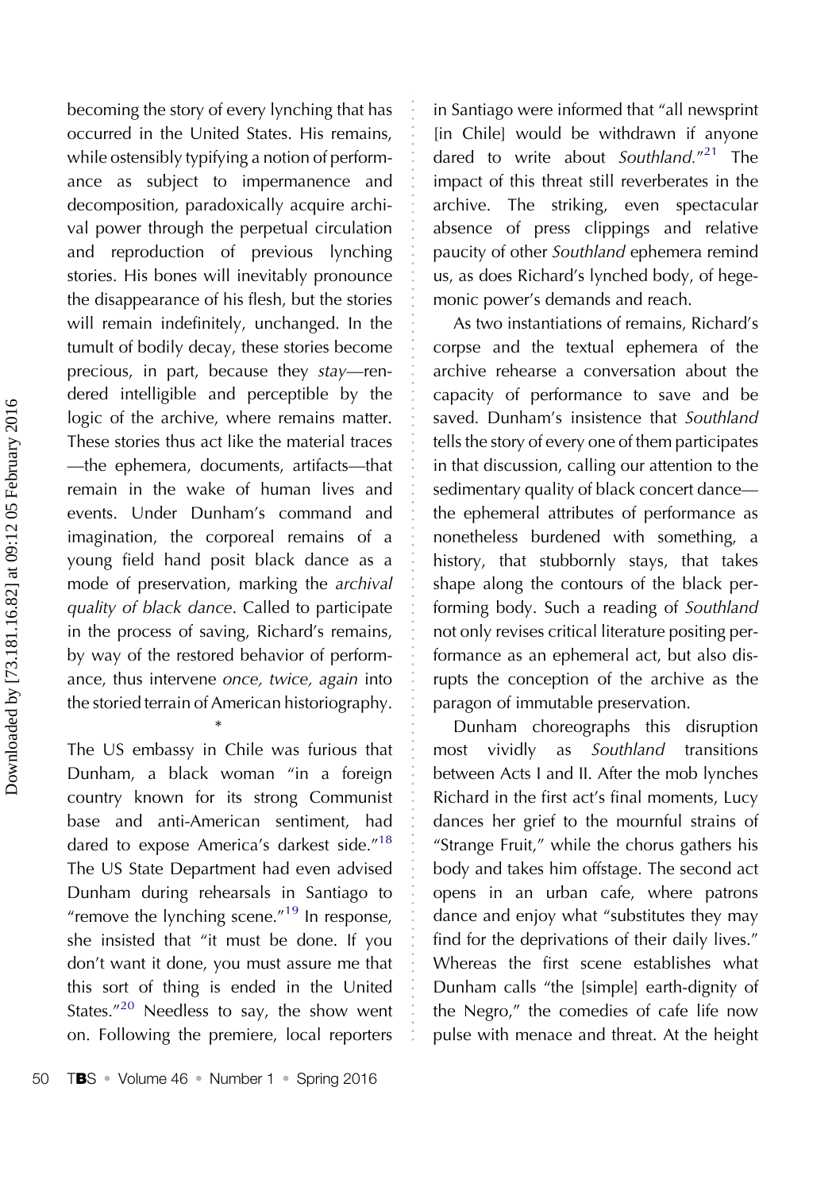becoming the story of every lynching that has occurred in the United States. His remains, while ostensibly typifying a notion of performance as subject to impermanence and decomposition, paradoxically acquire archival power through the perpetual circulation and reproduction of previous lynching stories. His bones will inevitably pronounce the disappearance of his flesh, but the stories will remain indefinitely, unchanged. In the tumult of bodily decay, these stories become precious, in part, because they *stay*—rendered intelligible and perceptible by the logic of the archive, where remains matter. These stories thus act like the material traces—the ephemera, documents, artifacts—that remain in the wake of human lives and events. Under Dunham's command and imagination, the corporeal remains of a young field hand black dance as a mode of preservation, marking the *archival quality of black dance*. Called to participate in the process of saving, Richard's remains, by way of the restored behavior of performance, thus intervene *once, twice, again* into the storied terrain of American historiography.

*

The US embassy in Chile was furious that Dunham, a black woman "in a foreign country known for its strong Communist base and anti-American sentiment, had dared to expose America's darkest side."[18] The US State Department had even advised Dunham during rehearsals in Santiago to "remove the lynching scene."[19] In response, she insisted that "it must be done. If you don't want it done, you must assure me that this sort of thing is ended in the United States."[20] Needless to say, the show went on. Following the premiere, local reporters in Santiago were informed that "all newsprint [in Chile] would be withdrawn if anyone dared to write about *Southland*."[21] The impact of this threat still reverberates in the archive. The striking, even spectacular absence of press clippings and relative paucity of other *Southland* ephemera remind us, as does Richard's lynched body, of hegemonic power's demands and reach.

As two instantiations of remains, Richard's corpse and the textual ephemera of the archive rehearse a conversation about the capacity of performance to save and be saved. Dunham's insistence that *Southland* tells the story of every one of them participates in that discussion, calling our attention to the sedimentary quality of black concert dance—the ephemeral attributes of performance as nonetheless burdened with something, a history, that stubbornly stays, that takes shape along the contours of the black performing body. Such a reading of *Southland* not only revises critical literature positing performance as an ephemeral act, but also disrupts the conception of the archive as the paragon of immutable preservation.

Dunham choreographs this disruption most vividly as *Southland* transitions between Acts I and II. After the mob lynches Richard in the first act's final moments, Lucy dances her grief to the mournful strains of "Strange Fruit," while the chorus gathers his body and takes him offstage. The second act opens in an urban cafe, where patrons dance and enjoy what "substitutes they may find for the deprivations of their daily lives." Whereas the first scene establishes what Dunham calls "the [simple] earth-dignity of the Negro," the comedies of cafe life now pulse with menace and threat. At the height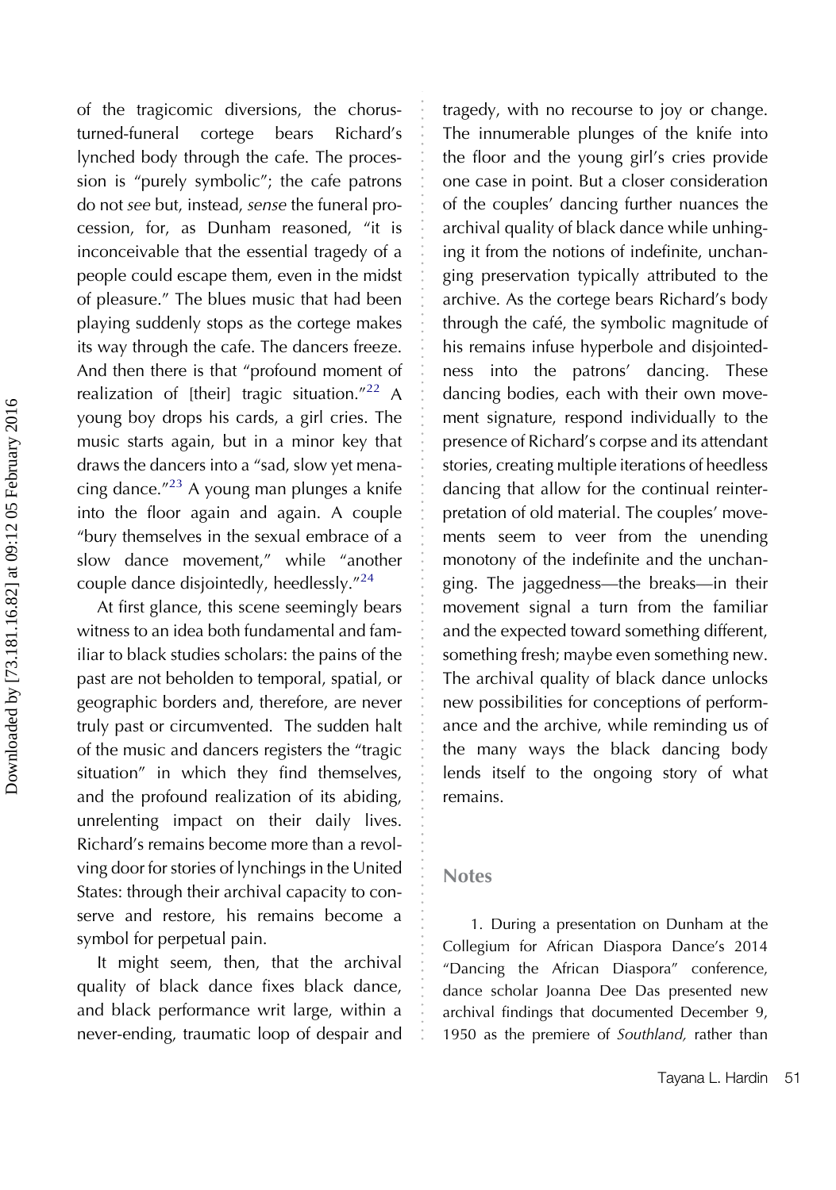of the tragicomic diversions, the chorus-turned-funeral cortege bears Richard's lynched body through the cafe. The procession is "purely symbolic"; the cafe patrons do not *see* but, instead, *sense* the funeral procession, for, as Dunham reasoned, "it is inconceivable that the essential tragedy of a people could escape them, even in the midst of pleasure." The blues music that had been playing suddenly stops as the cortege makes its way through the cafe. The dancers freeze. And then there is that "profound moment of realization of [their] tragic situation."[22] A young boy drops his cards, a girl cries. The music starts again, but in a minor key that draws the dancers into a "sad, slow yet menacing dance."[23] A young man plunges a knife into the floor again and again. A couple "bury themselves in the sexual embrace of a slow dance movement," while "another couple dance disjointedly, heedlessly."[24]

At first glance, this scene seemingly bears witness to an idea both fundamental and familiar to black studies scholars: the pains of the past are not beholden to temporal, spatial, or geographic borders and, therefore, are never truly past or circumvented. The sudden halt of the music and dancers registers the "tragic situation" in which they find themselves, and the profound realization of its abiding, unrelenting impact on their daily lives. Richard's remains become more than a revolving door for stories of lynchings in the United States: through their archival capacity to conserve and restore, his remains become a symbol for perpetual pain.

It might seem, then, that the archival quality of black dance fixes black dance, and black performance writ large, within a never-ending, traumatic loop of despair and tragedy, with no recourse to joy or change. The innumerable plunges of the knife into the floor and the young girl's cries provide one case in point. But a closer consideration of the couples' dancing further nuances the archival quality of black dance while unhinging it from the notions of indefinite, unchanging preservation typically attributed to the archive. As the cortege bears Richard's body through the café, the symbolic magnitude of his remains infuse hyperbole and disjointedness into the patrons' dancing. These dancing bodies, each with their own movement signature, respond individually to the presence of Richard's corpse and its attendant stories, creating multiple iterations of heedless dancing that allow for the continual reinterpretation of old material. The couples' movements seem to veer from the unending monotony of the indefinite and the unchanging. The jaggedness—the breaks—in their movement signal a turn from the familiar and the expected toward something different, something fresh; maybe even something new. The archival quality of black dance unlocks new possibilities for conceptions of performance and the archive, while reminding us of the many ways the black dancing body lends itself to the ongoing story of what remains.

## Notes

1. During a presentation on Dunham at the Collegium for African Diaspora Dance's 2014 "Dancing the African Diaspora" conference, dance scholar Joanna Dee Das presented new archival findings that documented December 9, 1950 as the premiere of *Southland,* rather than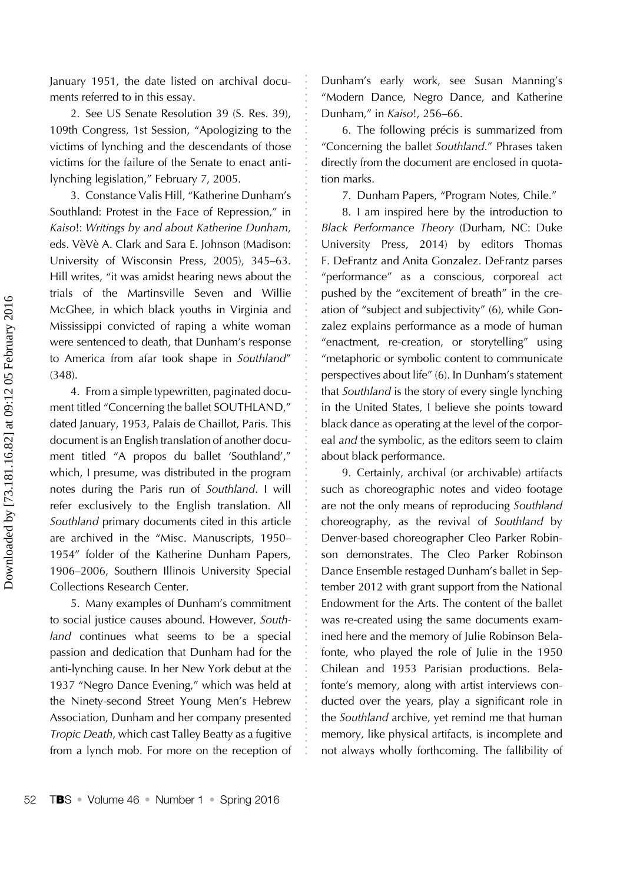January 1951, the date listed on archival documents referred to in this essay.

2. See US Senate Resolution 39 (S. Res. 39), 109th Congress, 1st Session, "Apologizing to the victims of lynching and the descendants of those victims for the failure of the Senate to enact anti-lynching legislation," February 7, 2005.

3. Constance Valis Hill, "Katherine Dunham's Southland: Protest in the Face of Repression," in *Kaiso!: Writings by and about Katherine Dunham*, eds. VèVè A. Clark and Sara E. Johnson (Madison: University of Wisconsin Press, 2005), 345–63. Hill writes, "it was amidst hearing news about the trials of the Martinsville Seven and Willie McGhee, in which black youths in Virginia and Mississippi convicted of raping a white woman were sentenced to death, that Dunham's response to America from afar took shape in *Southland*" (348).

4. From a simple typewritten, paginated document titled "Concerning the ballet SOUTHLAND," dated January, 1953, Palais de Chaillot, Paris. This document is an English translation of another document titled "A propos du ballet 'Southland'," which, I presume, was distributed in the program notes during the Paris run of *Southland*. I will refer exclusively to the English translation. All *Southland* primary documents cited in this article are archived in the "Misc. Manuscripts, 1950–1954" folder of the Katherine Dunham Papers, 1906–2006, Southern Illinois University Special Collections Research Center.

5. Many examples of Dunham's commitment to social justice causes abound. However, *Southland* continues what seems to be a special passion and dedication that Dunham had for the anti-lynching cause. In her New York debut at the 1937 "Negro Dance Evening," which was held at the Ninety-second Street Young Men's Hebrew Association, Dunham and her company presented *Tropic Death*, which cast Talley Beatty as a fugitive from a lynch mob. For more on the reception of Dunham's early work, see Susan Manning's "Modern Dance, Negro Dance, and Katherine Dunham," in *Kaiso!*, 256–66.

6. The following précis is summarized from "Concerning the ballet *Southland*." Phrases taken directly from the document are enclosed in quotation marks.

7. Dunham Papers, "Program Notes, Chile."

8. I am inspired here by the introduction to *Black Performance Theory* (Durham, NC: Duke University Press, 2014) by editors Thomas F. DeFrantz and Anita Gonzalez. DeFrantz parses "performance" as a conscious, corporeal act pushed by the "excitement of breath" in the creation of "subject and subjectivity" (6), while Gonzalez explains performance as a mode of human "enactment, re-creation, or storytelling" using "metaphoric or symbolic content to communicate perspectives about life" (6). In Dunham's statement that *Southland* is the story of every single lynching in the United States, I believe she points toward black dance as operating at the level of the corporeal *and* the symbolic, as the editors seem to claim about black performance.

9. Certainly, archival (or archivable) artifacts such as choreographic notes and video footage are not the only means of reproducing *Southland* choreography, as the revival of *Southland* by Denver-based choreographer Cleo Parker Robinson demonstrates. The Cleo Parker Robinson Dance Ensemble restaged Dunham's ballet in September 2012 with grant support from the National Endowment for the Arts. The content of the ballet was re-created using the same documents examined here and the memory of Julie Robinson Belafonte, who played the role of Julie in the 1950 Chilean and 1953 Parisian productions. Belafonte's memory, along with artist interviews conducted over the years, play a significant role in the *Southland* archive, yet remind me that human memory, like physical artifacts, is incomplete and not always wholly forthcoming. The fallibility of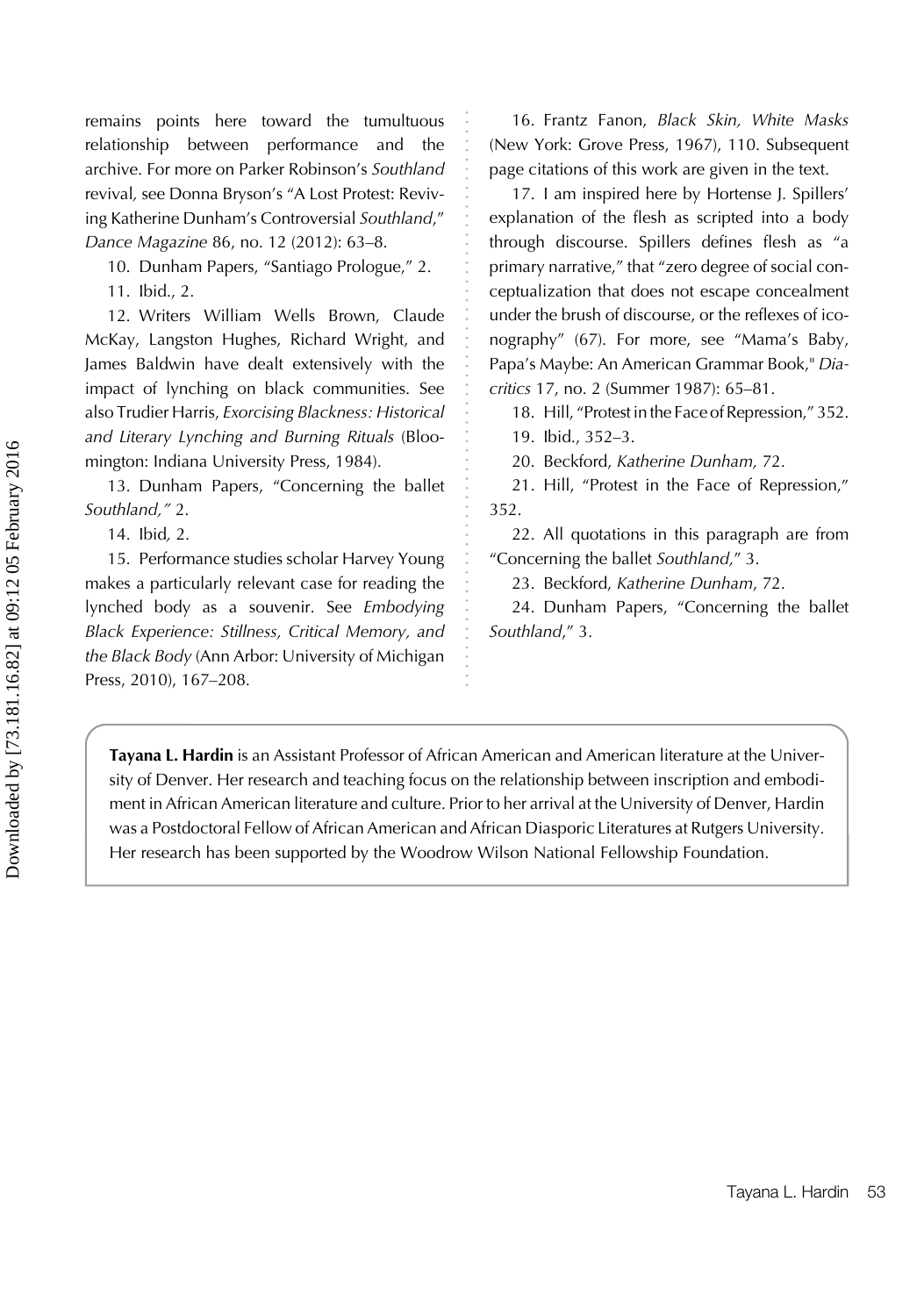remains points here toward the tumultuous relationship between performance and the archive. For more on Parker Robinson's *Southland* revival, see Donna Bryson's "A Lost Protest: Reviving Katherine Dunham's Controversial *Southland*," *Dance Magazine* 86, no. 12 (2012): 63–8.

10. Dunham Papers, "Santiago Prologue," 2.

11. Ibid., 2.

12. Writers William Wells Brown, Claude McKay, Langston Hughes, Richard Wright, and James Baldwin have dealt extensively with the impact of lynching on black communities. See also Trudier Harris, *Exorcising Blackness: Historical and Literary Lynching and Burning Rituals* (Bloomington: Indiana University Press, 1984).

13. Dunham Papers, "Concerning the ballet *Southland,*" 2.

14. Ibid, 2.

15. Performance studies scholar Harvey Young makes a particularly relevant case for reading the lynched body as a souvenir. See *Embodying Black Experience: Stillness, Critical Memory, and the Black Body* (Ann Arbor: University of Michigan Press, 2010), 167–208.

16. Frantz Fanon, *Black Skin, White Masks* (New York: Grove Press, 1967), 110. Subsequent page citations of this work are given in the text.

17. I am inspired here by Hortense J. Spillers' explanation of the flesh as scripted into a body through discourse. Spillers defines flesh as "a primary narrative," that "zero degree of social conceptualization that does not escape concealment under the brush of discourse, or the reflexes of iconography" (67). For more, see "Mama's Baby, Papa's Maybe: An American Grammar Book," *Diacritics* 17, no. 2 (Summer 1987): 65–81.

18. Hill, "Protest in the Face of Repression," 352.

19. Ibid., 352–3.

20. Beckford, *Katherine Dunham,* 72.

21. Hill, "Protest in the Face of Repression," 352.

22. All quotations in this paragraph are from "Concerning the ballet *Southland,*" 3.

23. Beckford, *Katherine Dunham*, 72.

24. Dunham Papers, "Concerning the ballet *Southland*," 3.

**Tayana L. Hardin** is an Assistant Professor of African American and American literature at the University of Denver. Her research and teaching focus on the relationship between inscription and embodiment in African American literature and culture. Prior to her arrival at the University of Denver, Hardin was a Postdoctoral Fellow of African American and African Diasporic Literatures at Rutgers University. Her research has been supported by the Woodrow Wilson National Fellowship Foundation.